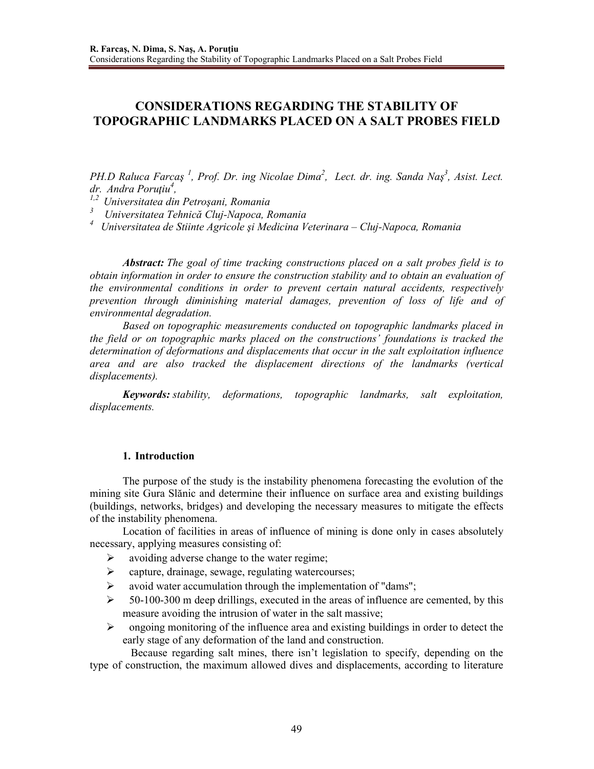# CONSIDERATIONS REGARDING THE STABILITY OF TOPOGRAPHIC LANDMARKS PLACED ON A SALT PROBES FIELD

*PH.D Raluca Farcaş [1], Prof. Dr. ing Nicolae Dima[2], Lect. dr. ing. Sanda Naş[3], Asist. Lect. dr. Andra Poruţiu[4],*

*[1,2] Universitatea din Petroşani, Romania*

*[3] Universitatea Tehnică Cluj-Napoca, Romania*

*[4] Universitatea de Stiinte Agricole şi Medicina Veterinara – Cluj-Napoca, Romania*

***Abstract:*** *The goal of time tracking constructions placed on a salt probes field is to obtain information in order to ensure the construction stability and to obtain an evaluation of the environmental conditions in order to prevent certain natural accidents, respectively prevention through diminishing material damages, prevention of loss of life and of environmental degradation.*

*Based on topographic measurements conducted on topographic landmarks placed in the field or on topographic marks placed on the constructions' foundations is tracked the determination of deformations and displacements that occur in the salt exploitation influence area and are also tracked the displacement directions of the landmarks (vertical displacements).*

***Keywords:*** *stability, deformations, topographic landmarks, salt exploitation, displacements.*

## 1. Introduction

The purpose of the study is the instability phenomena forecasting the evolution of the mining site Gura Slănic and determine their influence on surface area and existing buildings (buildings, networks, bridges) and developing the necessary measures to mitigate the effects of the instability phenomena.

Location of facilities in areas of influence of mining is done only in cases absolutely necessary, applying measures consisting of:

- avoiding adverse change to the water regime;
- capture, drainage, sewage, regulating watercourses;
- avoid water accumulation through the implementation of "dams";
- 50-100-300 m deep drillings, executed in the areas of influence are cemented, by this measure avoiding the intrusion of water in the salt massive;
- ongoing monitoring of the influence area and existing buildings in order to detect the early stage of any deformation of the land and construction.

Because regarding salt mines, there isn't legislation to specify, depending on the type of construction, the maximum allowed dives and displacements, according to literature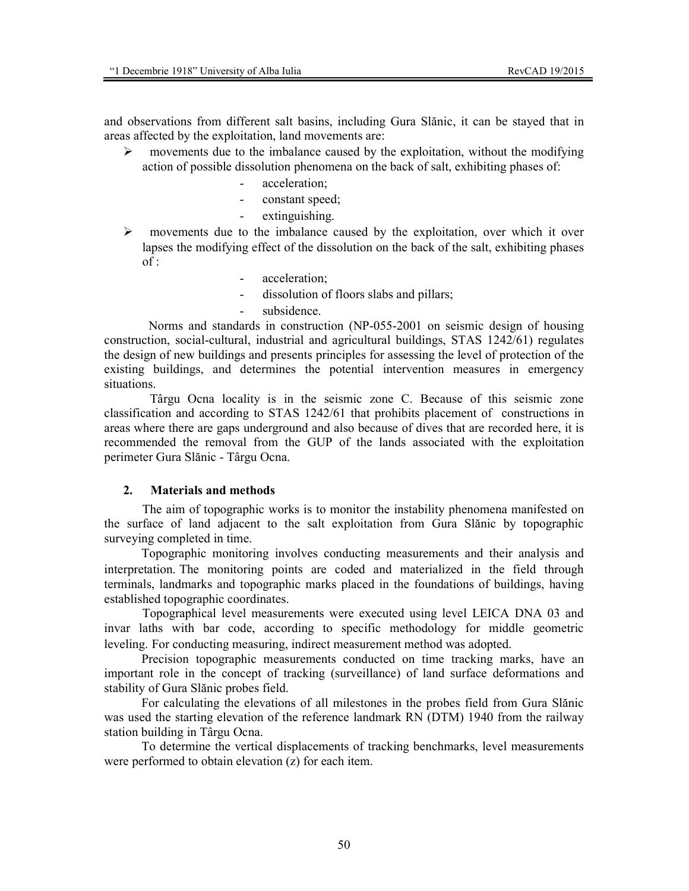and observations from different salt basins, including Gura Slănic, it can be stayed that in areas affected by the exploitation, land movements are:

- movements due to the imbalance caused by the exploitation, without the modifying action of possible dissolution phenomena on the back of salt, exhibiting phases of:
  - acceleration;
  - constant speed;
  - extinguishing.
- movements due to the imbalance caused by the exploitation, over which it over lapses the modifying effect of the dissolution on the back of the salt, exhibiting phases of :
  - acceleration;
  - dissolution of floors slabs and pillars;
  - subsidence.

Norms and standards in construction (NP-055-2001 on seismic design of housing construction, social-cultural, industrial and agricultural buildings, STAS 1242/61) regulates the design of new buildings and presents principles for assessing the level of protection of the existing buildings, and determines the potential intervention measures in emergency situations.

Târgu Ocna locality is in the seismic zone C. Because of this seismic zone classification and according to STAS 1242/61 that prohibits placement of constructions in areas where there are gaps underground and also because of dives that are recorded here, it is recommended the removal from the GUP of the lands associated with the exploitation perimeter Gura Slănic - Târgu Ocna.

## 2. Materials and methods

The aim of topographic works is to monitor the instability phenomena manifested on the surface of land adjacent to the salt exploitation from Gura Slănic by topographic surveying completed in time.

Topographic monitoring involves conducting measurements and their analysis and interpretation. The monitoring points are coded and materialized in the field through terminals, landmarks and topographic marks placed in the foundations of buildings, having established topographic coordinates.

Topographical level measurements were executed using level LEICA DNA 03 and invar laths with bar code, according to specific methodology for middle geometric leveling. For conducting measuring, indirect measurement method was adopted.

Precision topographic measurements conducted on time tracking marks, have an important role in the concept of tracking (surveillance) of land surface deformations and stability of Gura Slănic probes field.

For calculating the elevations of all milestones in the probes field from Gura Slănic was used the starting elevation of the reference landmark RN (DTM) 1940 from the railway station building in Târgu Ocna.

To determine the vertical displacements of tracking benchmarks, level measurements were performed to obtain elevation (z) for each item.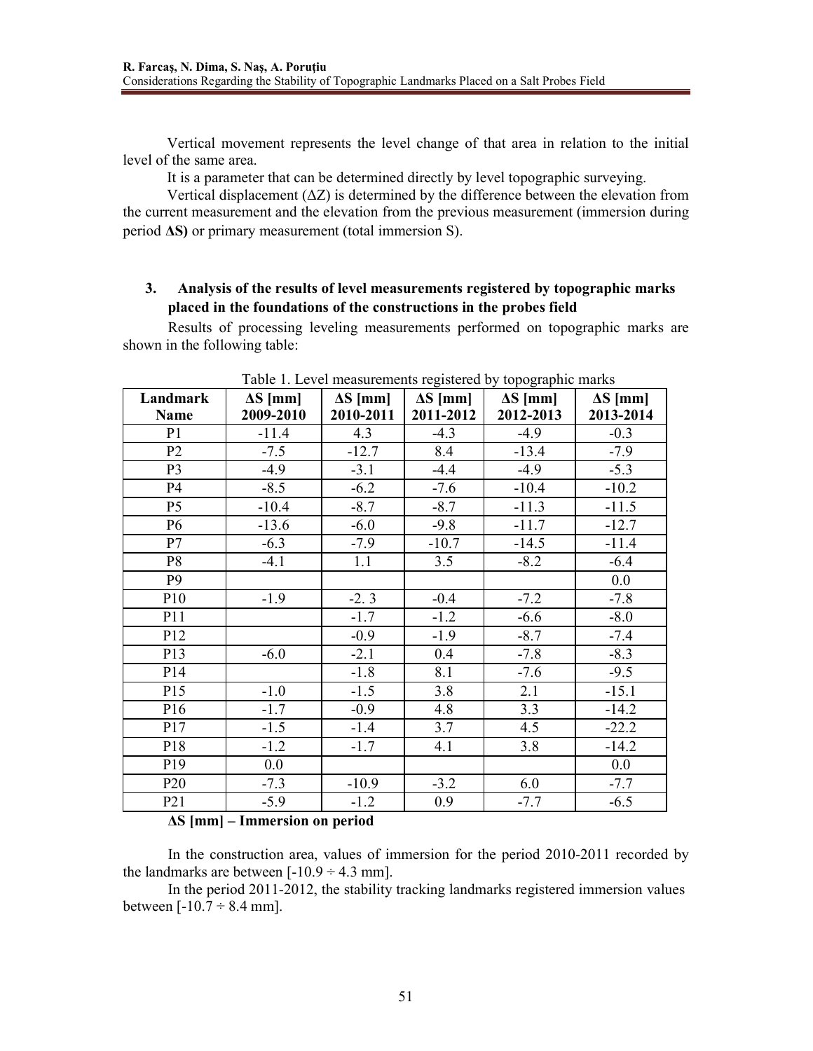Vertical movement represents the level change of that area in relation to the initial level of the same area.

It is a parameter that can be determined directly by level topographic surveying.

Vertical displacement ($\Delta Z$) is determined by the difference between the elevation from the current measurement and the elevation from the previous measurement (immersion during period **ΔS)** or primary measurement (total immersion S).

## 3. Analysis of the results of level measurements registered by topographic marks placed in the foundations of the constructions in the probes field

Results of processing leveling measurements performed on topographic marks are shown in the following table:

Table 1. Level measurements registered by topographic marks

| Landmark Name | ΔS [mm] 2009-2010 | ΔS [mm] 2010-2011 | ΔS [mm] 2011-2012 | ΔS [mm] 2012-2013 | ΔS [mm] 2013-2014 |
|---|---|---|---|---|---|
| P1 | -11.4 | 4.3 | -4.3 | -4.9 | -0.3 |
| P2 | -7.5 | -12.7 | 8.4 | -13.4 | -7.9 |
| P3 | -4.9 | -3.1 | -4.4 | -4.9 | -5.3 |
| P4 | -8.5 | -6.2 | -7.6 | -10.4 | -10.2 |
| P5 | -10.4 | -8.7 | -8.7 | -11.3 | -11.5 |
| P6 | -13.6 | -6.0 | -9.8 | -11.7 | -12.7 |
| P7 | -6.3 | -7.9 | -10.7 | -14.5 | -11.4 |
| P8 | -4.1 | 1.1 | 3.5 | -8.2 | -6.4 |
| P9 | | | | | 0.0 |
| P10 | -1.9 | -2. 3 | -0.4 | -7.2 | -7.8 |
| P11 | | -1.7 | -1.2 | -6.6 | -8.0 |
| P12 | | -0.9 | -1.9 | -8.7 | -7.4 |
| P13 | -6.0 | -2.1 | 0.4 | -7.8 | -8.3 |
| P14 | | -1.8 | 8.1 | -7.6 | -9.5 |
| P15 | -1.0 | -1.5 | 3.8 | 2.1 | -15.1 |
| P16 | -1.7 | -0.9 | 4.8 | 3.3 | -14.2 |
| P17 | -1.5 | -1.4 | 3.7 | 4.5 | -22.2 |
| P18 | -1.2 | -1.7 | 4.1 | 3.8 | -14.2 |
| P19 | 0.0 | | | | 0.0 |
| P20 | -7.3 | -10.9 | -3.2 | 6.0 | -7.7 |
| P21 | -5.9 | -1.2 | 0.9 | -7.7 | -6.5 |

**ΔS [mm] – Immersion on period**

In the construction area, values of immersion for the period 2010-2011 recorded by the landmarks are between [-10.9 ÷ 4.3 mm].

In the period 2011-2012, the stability tracking landmarks registered immersion values between [-10.7 ÷ 8.4 mm].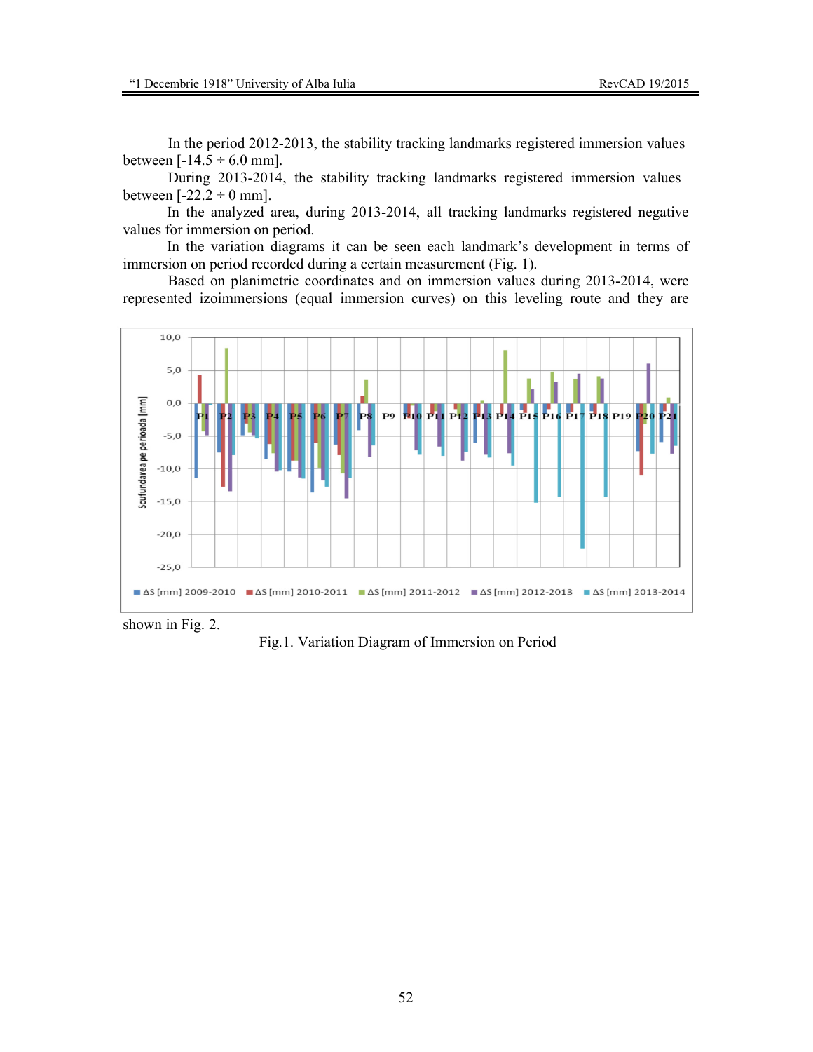In the period 2012-2013, the stability tracking landmarks registered immersion values between [-14.5 ÷ 6.0 mm].

During 2013-2014, the stability tracking landmarks registered immersion values between [-22.2 ÷ 0 mm].

In the analyzed area, during 2013-2014, all tracking landmarks registered negative values for immersion on period.

In the variation diagrams it can be seen each landmark's development in terms of immersion on period recorded during a certain measurement (Fig. 1).

Based on planimetric coordinates and on immersion values during 2013-2014, were represented izoimmersions (equal immersion curves) on this leveling route and they are shown in Fig. 2.

Fig.1. Variation Diagram of Immersion on Period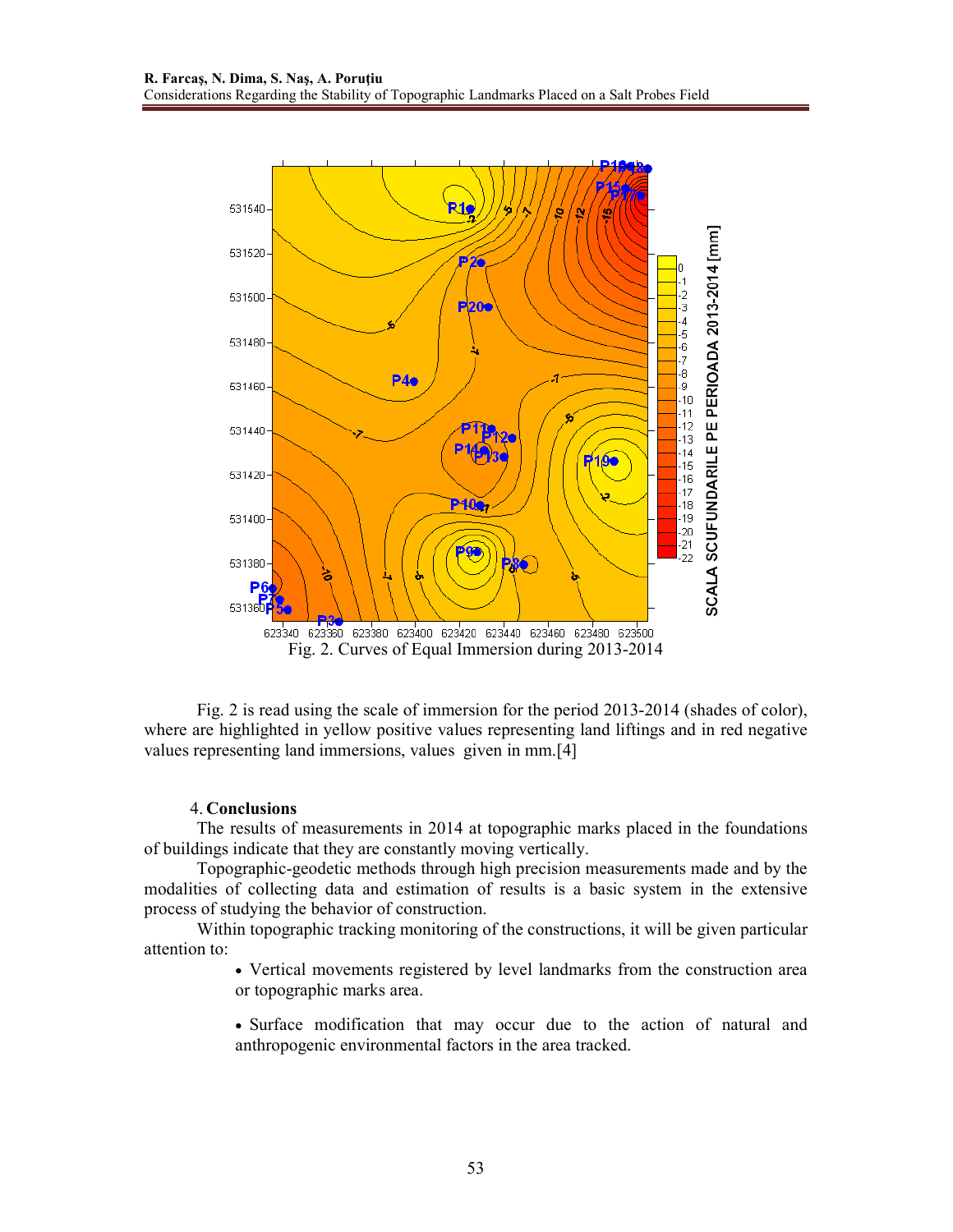Fig. 2. Curves of Equal Immersion during 2013-2014

Fig. 2 is read using the scale of immersion for the period 2013-2014 (shades of color), where are highlighted in yellow positive values representing land liftings and in red negative values representing land immersions, values given in mm.[4]

## 4. Conclusions

The results of measurements in 2014 at topographic marks placed in the foundations of buildings indicate that they are constantly moving vertically.

Topographic-geodetic methods through high precision measurements made and by the modalities of collecting data and estimation of results is a basic system in the extensive process of studying the behavior of construction.

Within topographic tracking monitoring of the constructions, it will be given particular attention to:

- Vertical movements registered by level landmarks from the construction area or topographic marks area.
- Surface modification that may occur due to the action of natural and anthropogenic environmental factors in the area tracked.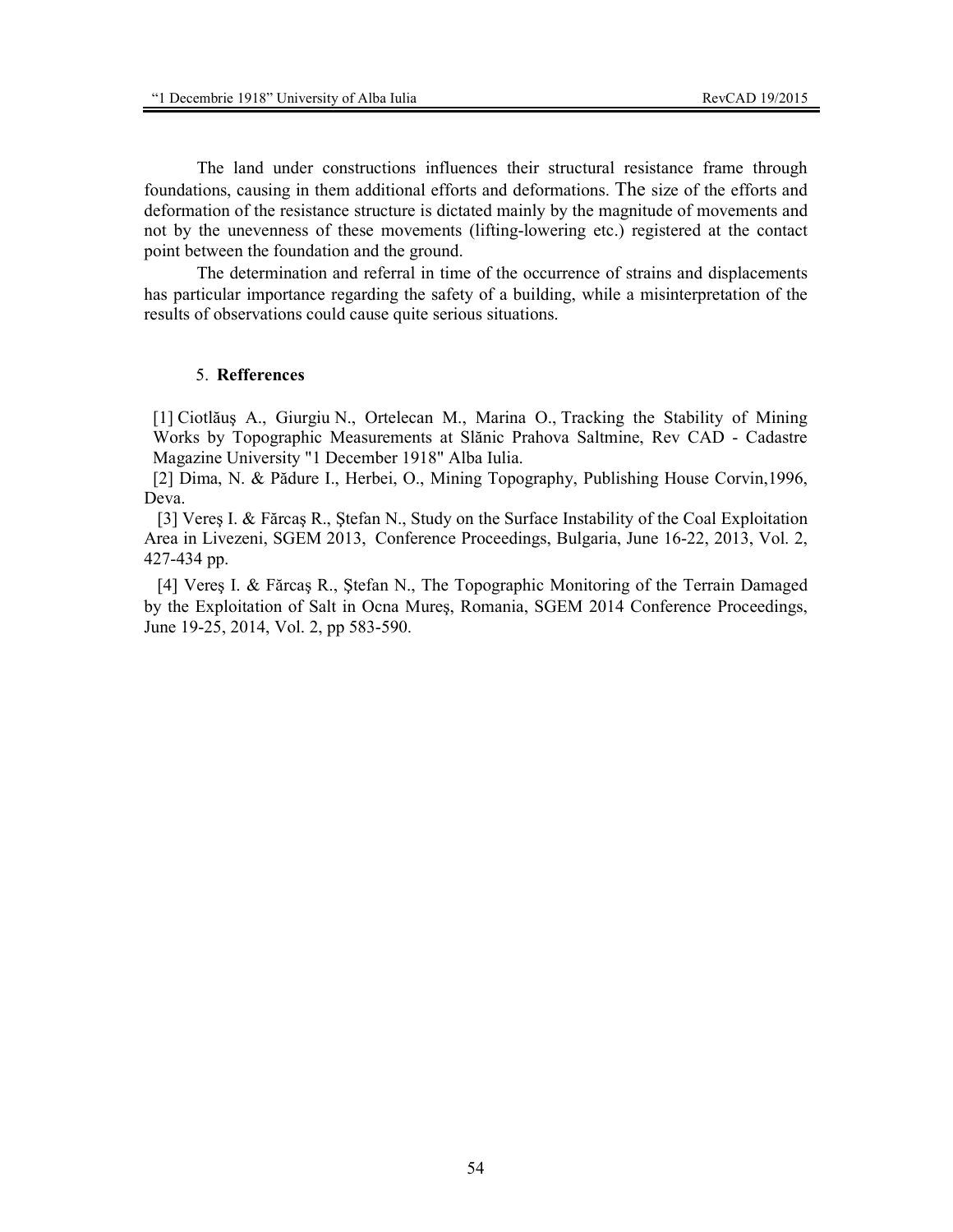The land under constructions influences their structural resistance frame through foundations, causing in them additional efforts and deformations. The size of the efforts and deformation of the resistance structure is dictated mainly by the magnitude of movements and not by the unevenness of these movements (lifting-lowering etc.) registered at the contact point between the foundation and the ground.

The determination and referral in time of the occurrence of strains and displacements has particular importance regarding the safety of a building, while a misinterpretation of the results of observations could cause quite serious situations.

## 5. **Refferences**

[1] Ciotlăuş A., Giurgiu N., Ortelecan M., Marina O., Tracking the Stability of Mining Works by Topographic Measurements at Slănic Prahova Saltmine, Rev CAD - Cadastre Magazine University "1 December 1918" Alba Iulia.

[2] Dima, N. & Pădure I., Herbei, O., Mining Topography, Publishing House Corvin,1996, Deva.

[3] Vereş I. & Fărcaş R., Ştefan N., Study on the Surface Instability of the Coal Exploitation Area in Livezeni, SGEM 2013, Conference Proceedings, Bulgaria, June 16-22, 2013, Vol. 2, 427-434 pp.

[4] Vereş I. & Fărcaş R., Ştefan N., The Topographic Monitoring of the Terrain Damaged by the Exploitation of Salt in Ocna Mureş, Romania, SGEM 2014 Conference Proceedings, June 19-25, 2014, Vol. 2, pp 583-590.